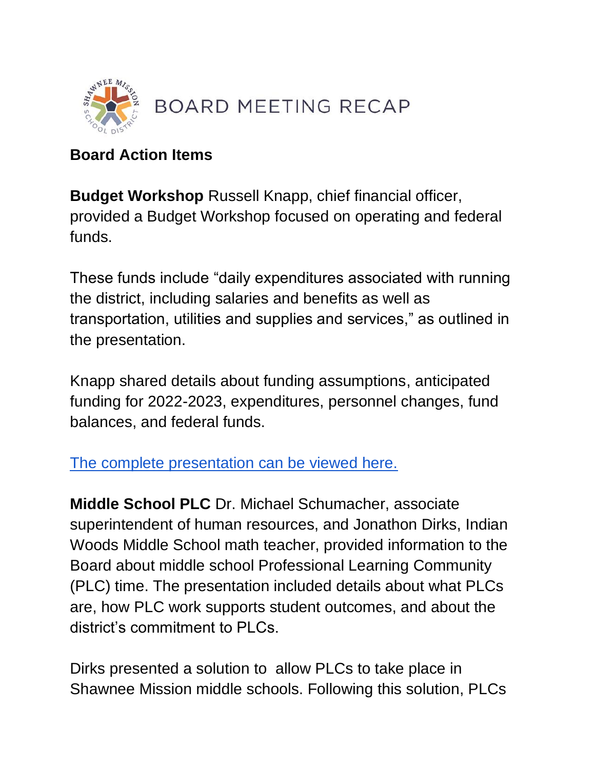# BOARD MEETING RECAP

## Board Action Items

**Budget Workshop** Russell Knapp, chief financial officer, provided a Budget Workshop focused on operating and federal funds.

These funds include "daily expenditures associated with running the district, including salaries and benefits as well as transportation, utilities and supplies and services," as outlined in the presentation.

Knapp shared details about funding assumptions, anticipated funding for 2022-2023, expenditures, personnel changes, fund balances, and federal funds.

[The complete presentation can be viewed here.]()

**Middle School PLC** Dr. Michael Schumacher, associate superintendent of human resources, and Jonathon Dirks, Indian Woods Middle School math teacher, provided information to the Board about middle school Professional Learning Community (PLC) time. The presentation included details about what PLCs are, how PLC work supports student outcomes, and about the district's commitment to PLCs.

Dirks presented a solution to allow PLCs to take place in Shawnee Mission middle schools. Following this solution, PLCs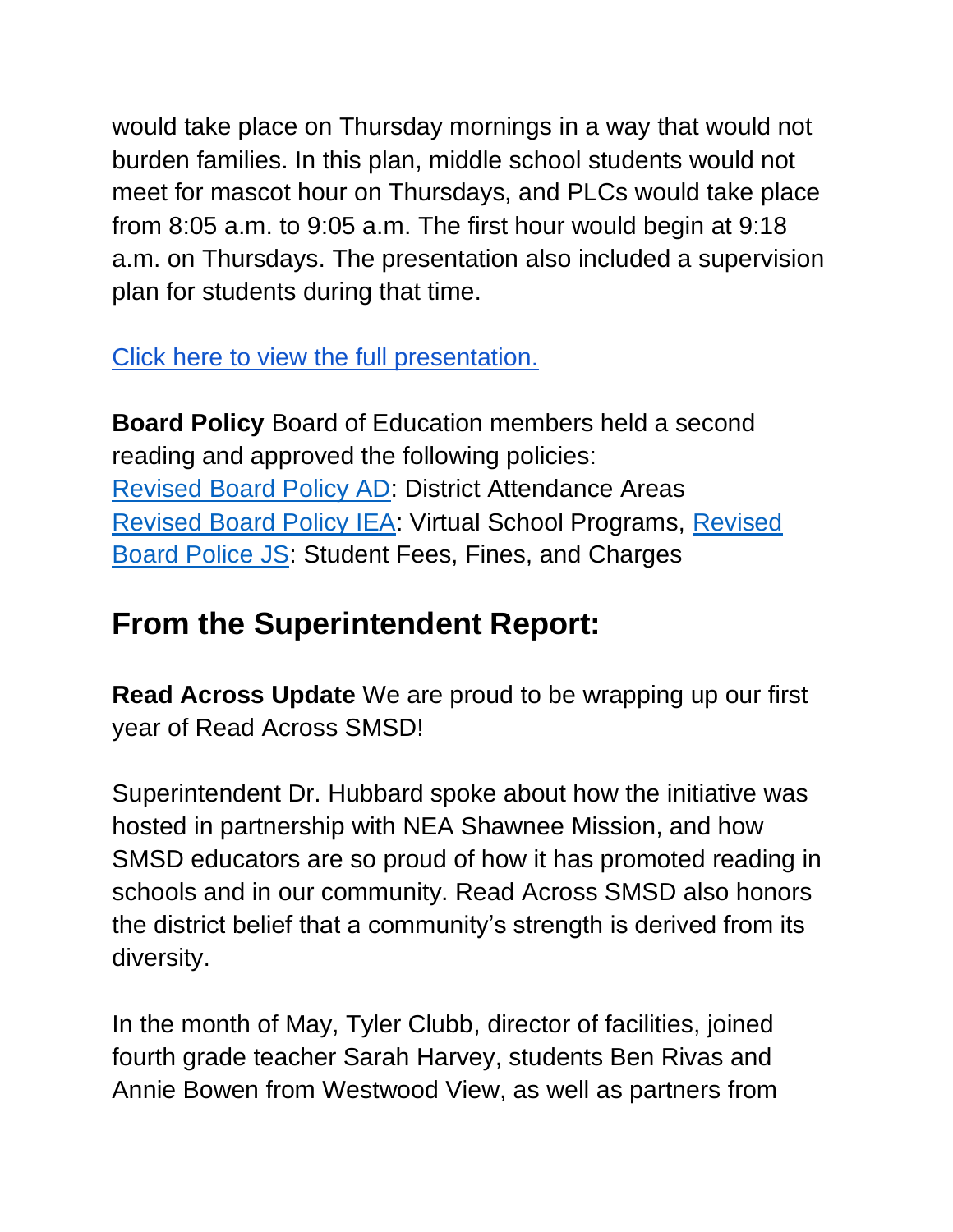would take place on Thursday mornings in a way that would not burden families. In this plan, middle school students would not meet for mascot hour on Thursdays, and PLCs would take place from 8:05 a.m. to 9:05 a.m. The first hour would begin at 9:18 a.m. on Thursdays. The presentation also included a supervision plan for students during that time.

Click here to view the full presentation.

**Board Policy** Board of Education members held a second reading and approved the following policies:
Revised Board Policy AD: District Attendance Areas
Revised Board Policy IEA: Virtual School Programs, Revised Board Police JS: Student Fees, Fines, and Charges

## From the Superintendent Report:

**Read Across Update** We are proud to be wrapping up our first year of Read Across SMSD!

Superintendent Dr. Hubbard spoke about how the initiative was hosted in partnership with NEA Shawnee Mission, and how SMSD educators are so proud of how it has promoted reading in schools and in our community. Read Across SMSD also honors the district belief that a community's strength is derived from its diversity.

In the month of May, Tyler Clubb, director of facilities, joined fourth grade teacher Sarah Harvey, students Ben Rivas and Annie Bowen from Westwood View, as well as partners from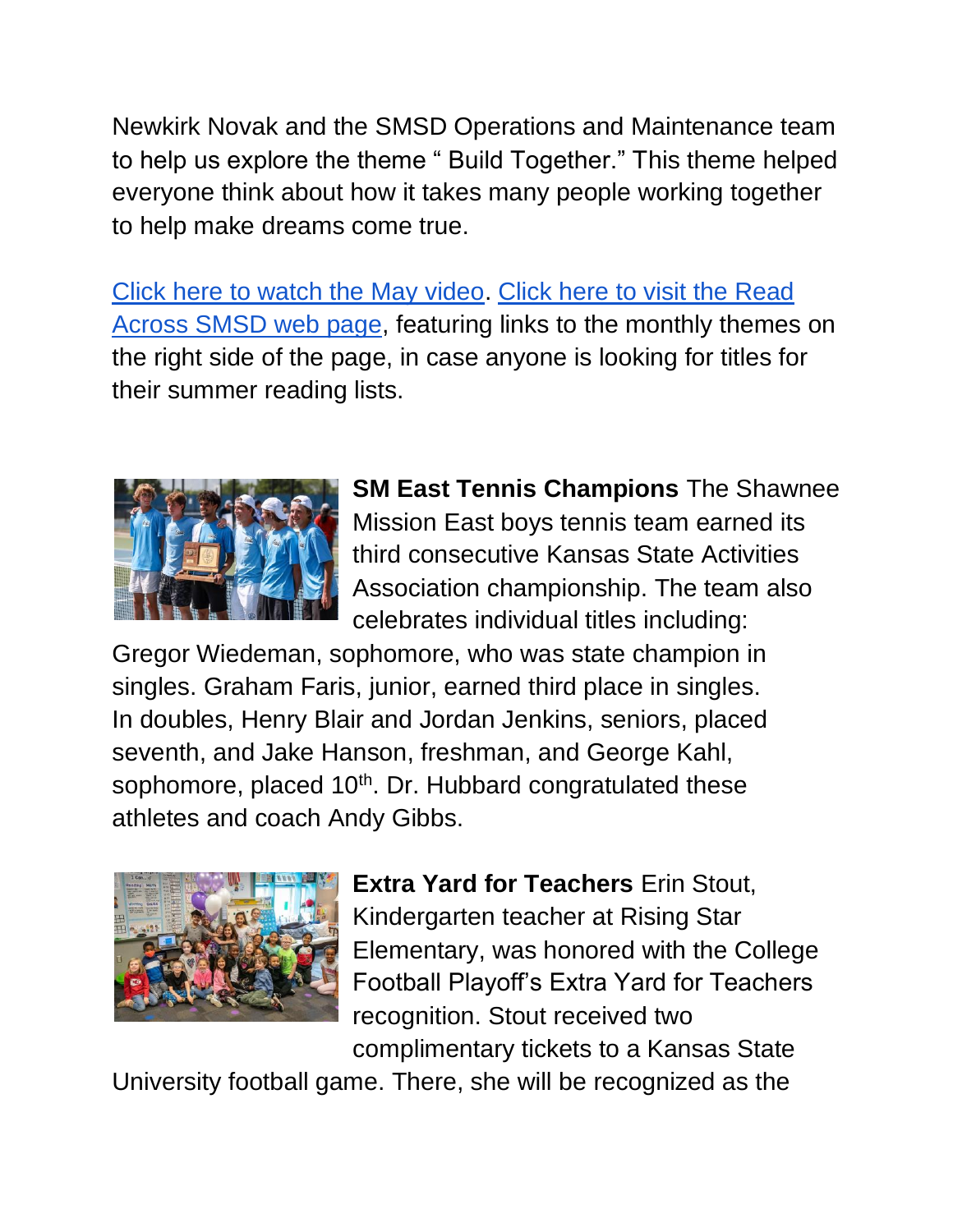Newkirk Novak and the SMSD Operations and Maintenance team to help us explore the theme " Build Together." This theme helped everyone think about how it takes many people working together to help make dreams come true.

Click here to watch the May video. Click here to visit the Read Across SMSD web page, featuring links to the monthly themes on the right side of the page, in case anyone is looking for titles for their summer reading lists.

**SM East Tennis Champions** The Shawnee Mission East boys tennis team earned its third consecutive Kansas State Activities Association championship. The team also celebrates individual titles including: Gregor Wiedeman, sophomore, who was state champion in singles. Graham Faris, junior, earned third place in singles. In doubles, Henry Blair and Jordan Jenkins, seniors, placed seventh, and Jake Hanson, freshman, and George Kahl, sophomore, placed 10th. Dr. Hubbard congratulated these athletes and coach Andy Gibbs.

**Extra Yard for Teachers** Erin Stout, Kindergarten teacher at Rising Star Elementary, was honored with the College Football Playoff's Extra Yard for Teachers recognition. Stout received two complimentary tickets to a Kansas State University football game. There, she will be recognized as the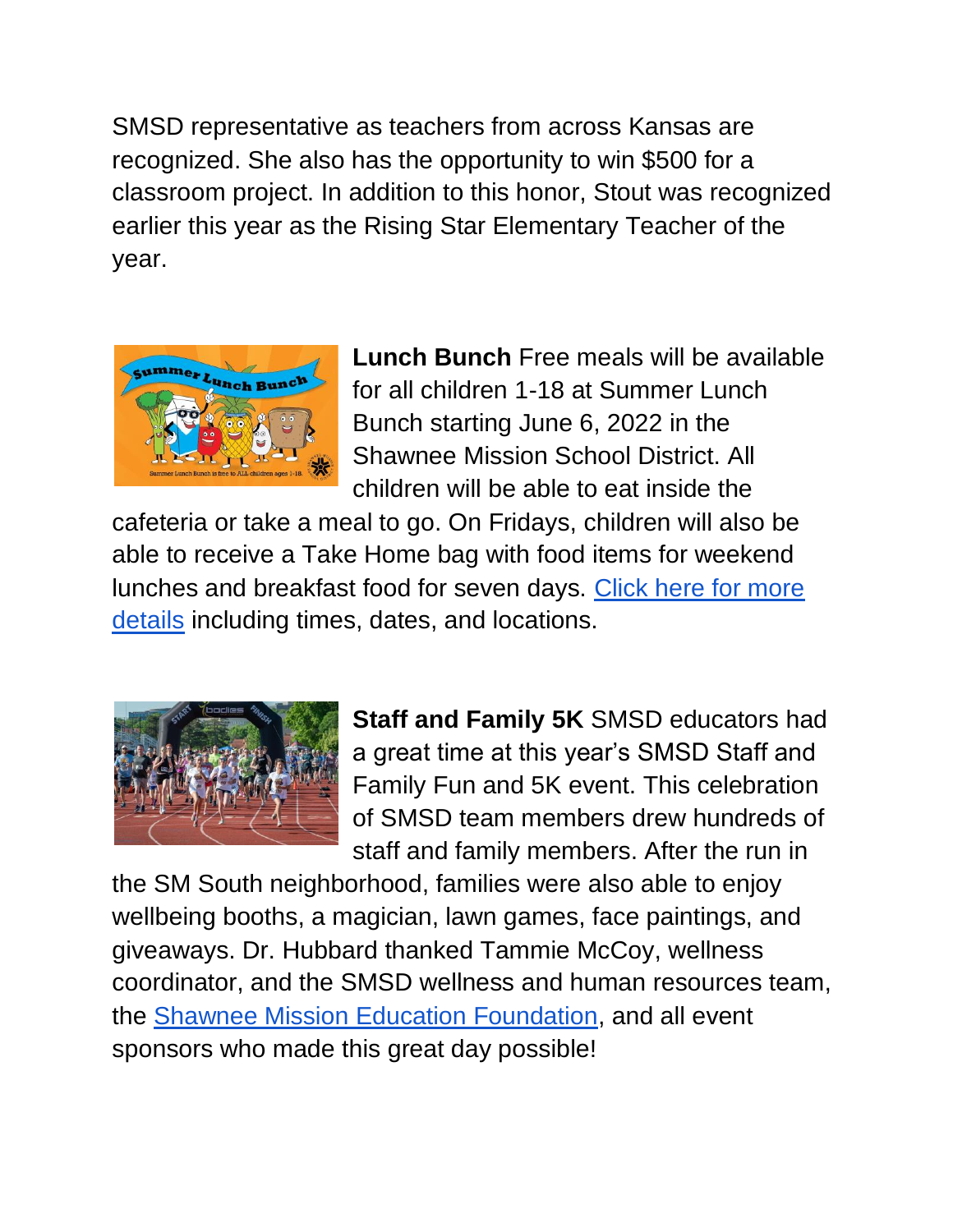SMSD representative as teachers from across Kansas are recognized. She also has the opportunity to win $500 for a classroom project. In addition to this honor, Stout was recognized earlier this year as the Rising Star Elementary Teacher of the year.

**Lunch Bunch** Free meals will be available for all children 1-18 at Summer Lunch Bunch starting June 6, 2022 in the Shawnee Mission School District. All children will be able to eat inside the cafeteria or take a meal to go. On Fridays, children will also be able to receive a Take Home bag with food items for weekend lunches and breakfast food for seven days. Click here for more details including times, dates, and locations.

**Staff and Family 5K** SMSD educators had a great time at this year's SMSD Staff and Family Fun and 5K event. This celebration of SMSD team members drew hundreds of staff and family members. After the run in the SM South neighborhood, families were also able to enjoy wellbeing booths, a magician, lawn games, face paintings, and giveaways. Dr. Hubbard thanked Tammie McCoy, wellness coordinator, and the SMSD wellness and human resources team, the Shawnee Mission Education Foundation, and all event sponsors who made this great day possible!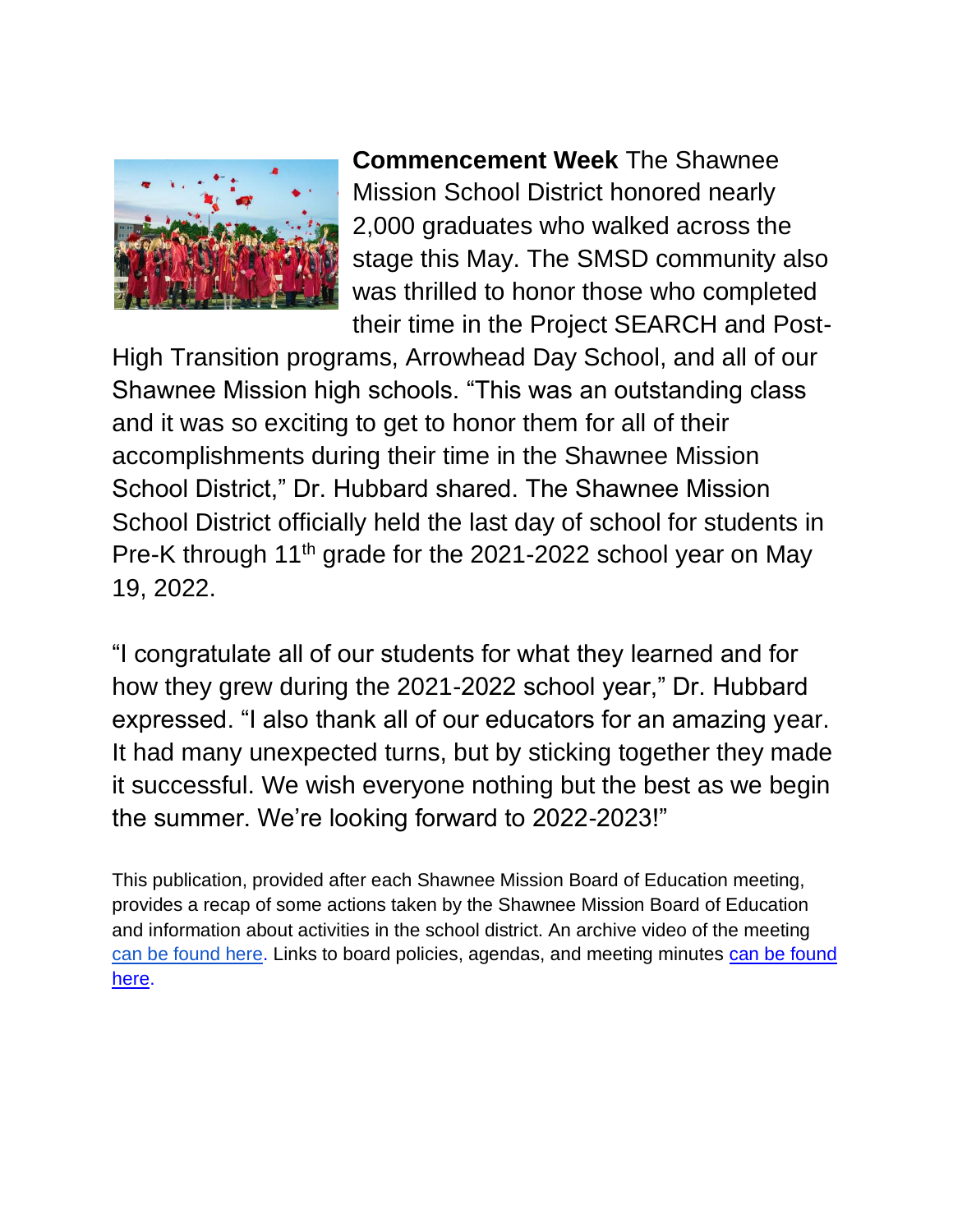**Commencement Week** The Shawnee Mission School District honored nearly 2,000 graduates who walked across the stage this May. The SMSD community also was thrilled to honor those who completed their time in the Project SEARCH and Post-High Transition programs, Arrowhead Day School, and all of our Shawnee Mission high schools. "This was an outstanding class and it was so exciting to get to honor them for all of their accomplishments during their time in the Shawnee Mission School District," Dr. Hubbard shared. The Shawnee Mission School District officially held the last day of school for students in Pre-K through 11th grade for the 2021-2022 school year on May 19, 2022.

"I congratulate all of our students for what they learned and for how they grew during the 2021-2022 school year," Dr. Hubbard expressed. "I also thank all of our educators for an amazing year. It had many unexpected turns, but by sticking together they made it successful. We wish everyone nothing but the best as we begin the summer. We're looking forward to 2022-2023!"

This publication, provided after each Shawnee Mission Board of Education meeting, provides a recap of some actions taken by the Shawnee Mission Board of Education and information about activities in the school district. An archive video of the meeting can be found here. Links to board policies, agendas, and meeting minutes can be found here.